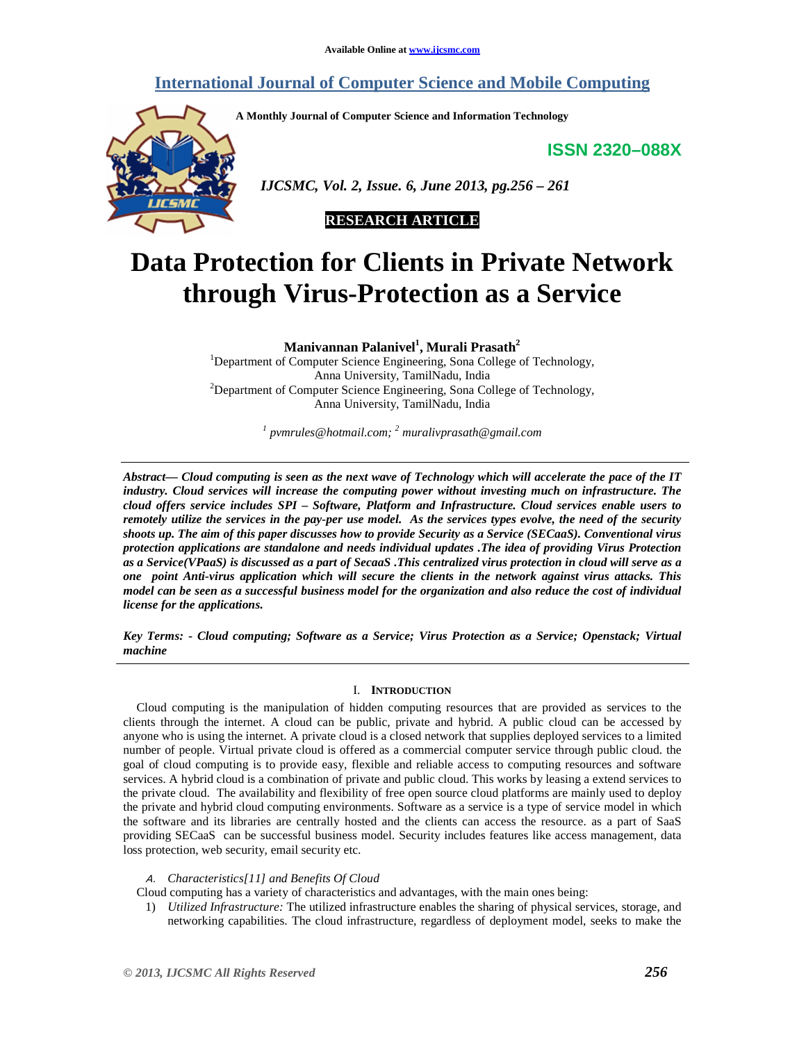Available Online at www.ijcsmc.com

# International Journal of Computer Science and Mobile Computing

A Monthly Journal of Computer Science and Information Technology

**ISSN 2320–088X**

*IJCSMC, Vol. 2, Issue. 6, June 2013, pg.256 – 261*

**RESEARCH ARTICLE**

# Data Protection for Clients in Private Network through Virus-Protection as a Service

**Manivannan Palanivel[1], Murali Prasath[2]**

[1]Department of Computer Science Engineering, Sona College of Technology, Anna University, TamilNadu, India
[2]Department of Computer Science Engineering, Sona College of Technology, Anna University, TamilNadu, India

*[1] pvmrules@hotmail.com; [2] muralivprasath@gmail.com*

***Abstract— Cloud computing is seen as the next wave of Technology which will accelerate the pace of the IT industry. Cloud services will increase the computing power without investing much on infrastructure. The cloud offers service includes SPI – Software, Platform and Infrastructure. Cloud services enable users to remotely utilize the services in the pay-per use model. As the services types evolve, the need of the security shoots up. The aim of this paper discusses how to provide Security as a Service (SECaaS). Conventional virus protection applications are standalone and needs individual updates .The idea of providing Virus Protection as a Service(VPaaS) is discussed as a part of SecaaS .This centralized virus protection in cloud will serve as a one point Anti-virus application which will secure the clients in the network against virus attacks. This model can be seen as a successful business model for the organization and also reduce the cost of individual license for the applications.***

***Key Terms: - Cloud computing; Software as a Service; Virus Protection as a Service; Openstack; Virtual machine***

## I. Introduction

Cloud computing is the manipulation of hidden computing resources that are provided as services to the clients through the internet. A cloud can be public, private and hybrid. A public cloud can be accessed by anyone who is using the internet. A private cloud is a closed network that supplies deployed services to a limited number of people. Virtual private cloud is offered as a commercial computer service through public cloud. the goal of cloud computing is to provide easy, flexible and reliable access to computing resources and software services. A hybrid cloud is a combination of private and public cloud. This works by leasing a extend services to the private cloud. The availability and flexibility of free open source cloud platforms are mainly used to deploy the private and hybrid cloud computing environments. Software as a service is a type of service model in which the software and its libraries are centrally hosted and the clients can access the resource. as a part of SaaS providing SECaaS can be successful business model. Security includes features like access management, data loss protection, web security, email security etc.

### *A. Characteristics[11] and Benefits Of Cloud*

Cloud computing has a variety of characteristics and advantages, with the main ones being:

1) *Utilized Infrastructure:* The utilized infrastructure enables the sharing of physical services, storage, and networking capabilities. The cloud infrastructure, regardless of deployment model, seeks to make the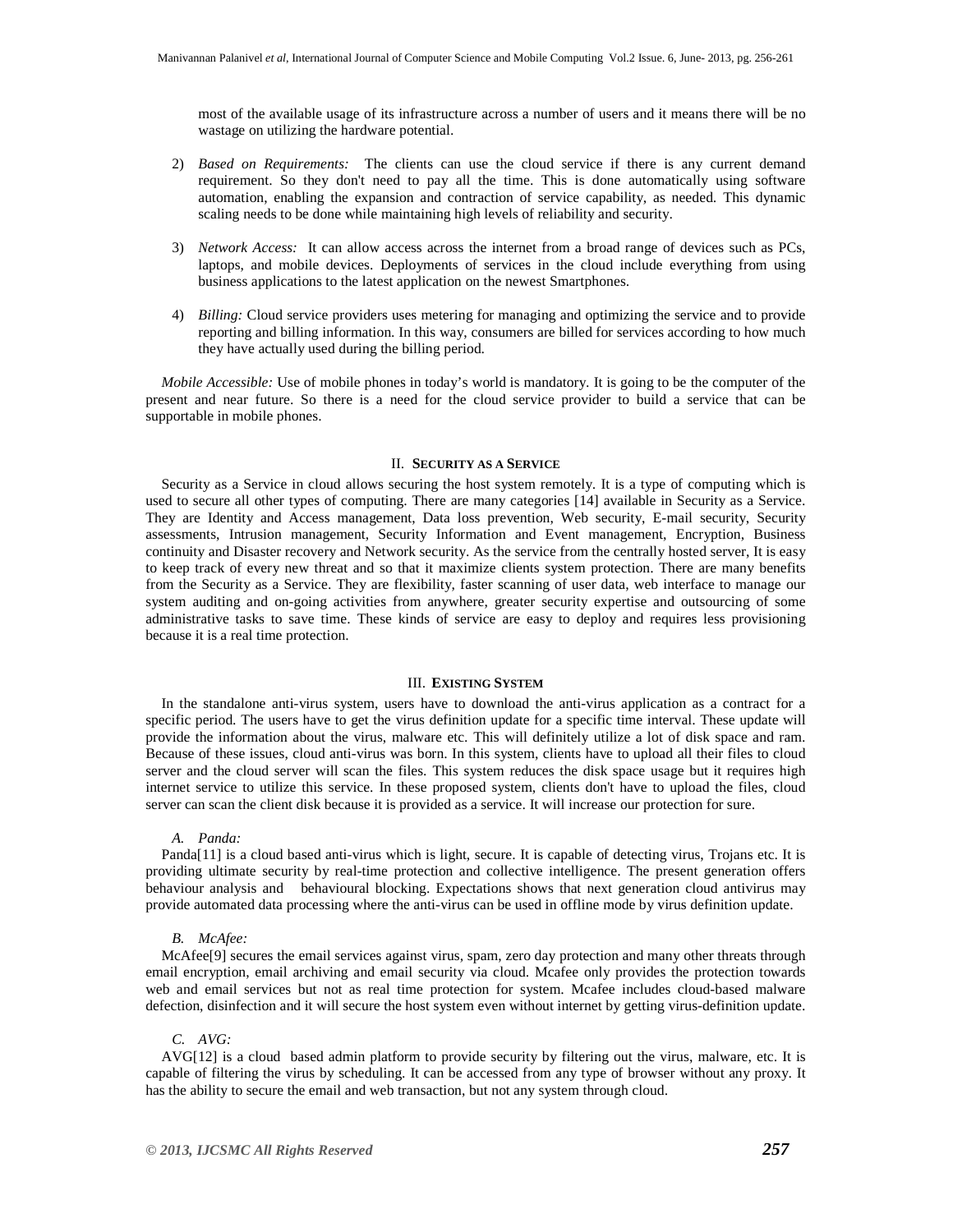most of the available usage of its infrastructure across a number of users and it means there will be no wastage on utilizing the hardware potential.

2) *Based on Requirements:* The clients can use the cloud service if there is any current demand requirement. So they don't need to pay all the time. This is done automatically using software automation, enabling the expansion and contraction of service capability, as needed. This dynamic scaling needs to be done while maintaining high levels of reliability and security.

3) *Network Access:* It can allow access across the internet from a broad range of devices such as PCs, laptops, and mobile devices. Deployments of services in the cloud include everything from using business applications to the latest application on the newest Smartphones.

4) *Billing:* Cloud service providers uses metering for managing and optimizing the service and to provide reporting and billing information. In this way, consumers are billed for services according to how much they have actually used during the billing period.

*Mobile Accessible:* Use of mobile phones in today's world is mandatory. It is going to be the computer of the present and near future. So there is a need for the cloud service provider to build a service that can be supportable in mobile phones.

## II. SECURITY AS A SERVICE

Security as a Service in cloud allows securing the host system remotely. It is a type of computing which is used to secure all other types of computing. There are many categories [14] available in Security as a Service. They are Identity and Access management, Data loss prevention, Web security, E-mail security, Security assessments, Intrusion management, Security Information and Event management, Encryption, Business continuity and Disaster recovery and Network security. As the service from the centrally hosted server, It is easy to keep track of every new threat and so that it maximize clients system protection. There are many benefits from the Security as a Service. They are flexibility, faster scanning of user data, web interface to manage our system auditing and on-going activities from anywhere, greater security expertise and outsourcing of some administrative tasks to save time. These kinds of service are easy to deploy and requires less provisioning because it is a real time protection.

## III. EXISTING SYSTEM

In the standalone anti-virus system, users have to download the anti-virus application as a contract for a specific period. The users have to get the virus definition update for a specific time interval. These update will provide the information about the virus, malware etc. This will definitely utilize a lot of disk space and ram. Because of these issues, cloud anti-virus was born. In this system, clients have to upload all their files to cloud server and the cloud server will scan the files. This system reduces the disk space usage but it requires high internet service to utilize this service. In these proposed system, clients don't have to upload the files, cloud server can scan the client disk because it is provided as a service. It will increase our protection for sure.

### A. Panda:

Panda[11] is a cloud based anti-virus which is light, secure. It is capable of detecting virus, Trojans etc. It is providing ultimate security by real-time protection and collective intelligence. The present generation offers behaviour analysis and behavioural blocking. Expectations shows that next generation cloud antivirus may provide automated data processing where the anti-virus can be used in offline mode by virus definition update.

### B. McAfee:

McAfee[9] secures the email services against virus, spam, zero day protection and many other threats through email encryption, email archiving and email security via cloud. Mcafee only provides the protection towards web and email services but not as real time protection for system. Mcafee includes cloud-based malware defection, disinfection and it will secure the host system even without internet by getting virus-definition update.

### C. AVG:

AVG[12] is a cloud based admin platform to provide security by filtering out the virus, malware, etc. It is capable of filtering the virus by scheduling. It can be accessed from any type of browser without any proxy. It has the ability to secure the email and web transaction, but not any system through cloud.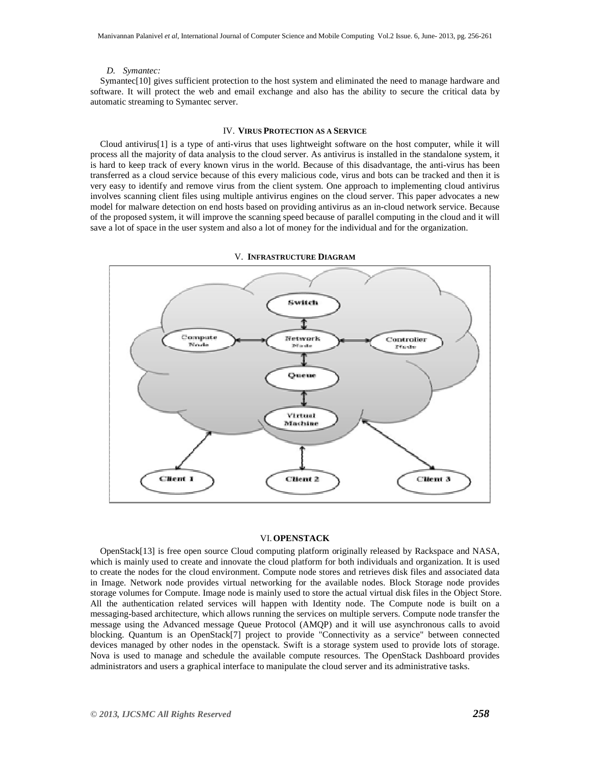*D. Symantec:*

Symantec[10] gives sufficient protection to the host system and eliminated the need to manage hardware and software. It will protect the web and email exchange and also has the ability to secure the critical data by automatic streaming to Symantec server.

## IV. VIRUS PROTECTION AS A SERVICE

Cloud antivirus[1] is a type of anti-virus that uses lightweight software on the host computer, while it will process all the majority of data analysis to the cloud server. As antivirus is installed in the standalone system, it is hard to keep track of every known virus in the world. Because of this disadvantage, the anti-virus has been transferred as a cloud service because of this every malicious code, virus and bots can be tracked and then it is very easy to identify and remove virus from the client system. One approach to implementing cloud antivirus involves scanning client files using multiple antivirus engines on the cloud server. This paper advocates a new model for malware detection on end hosts based on providing antivirus as an in-cloud network service. Because of the proposed system, it will improve the scanning speed because of parallel computing in the cloud and it will save a lot of space in the user system and also a lot of money for the individual and for the organization.

## V. INFRASTRUCTURE DIAGRAM

## VI. OPENSTACK

OpenStack[13] is free open source Cloud computing platform originally released by Rackspace and NASA, which is mainly used to create and innovate the cloud platform for both individuals and organization. It is used to create the nodes for the cloud environment. Compute node stores and retrieves disk files and associated data in Image. Network node provides virtual networking for the available nodes. Block Storage node provides storage volumes for Compute. Image node is mainly used to store the actual virtual disk files in the Object Store. All the authentication related services will happen with Identity node. The Compute node is built on a messaging-based architecture, which allows running the services on multiple servers. Compute node transfer the message using the Advanced message Queue Protocol (AMQP) and it will use asynchronous calls to avoid blocking. Quantum is an OpenStack[7] project to provide "Connectivity as a service" between connected devices managed by other nodes in the openstack. Swift is a storage system used to provide lots of storage. Nova is used to manage and schedule the available compute resources. The OpenStack Dashboard provides administrators and users a graphical interface to manipulate the cloud server and its administrative tasks.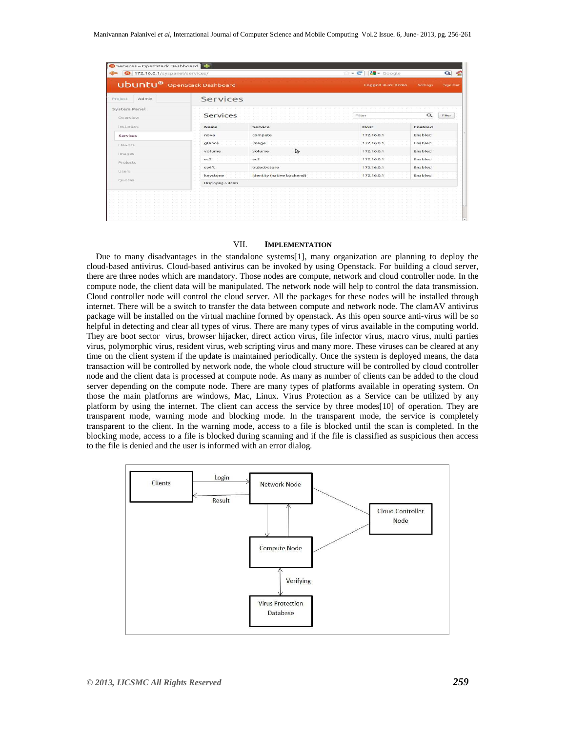## VII. IMPLEMENTATION

Due to many disadvantages in the standalone systems[1], many organization are planning to deploy the cloud-based antivirus. Cloud-based antivirus can be invoked by using Openstack. For building a cloud server, there are three nodes which are mandatory. Those nodes are compute, network and cloud controller node. In the compute node, the client data will be manipulated. The network node will help to control the data transmission. Cloud controller node will control the cloud server. All the packages for these nodes will be installed through internet. There will be a switch to transfer the data between compute and network node. The clamAV antivirus package will be installed on the virtual machine formed by openstack. As this open source anti-virus will be so helpful in detecting and clear all types of virus. There are many types of virus available in the computing world. They are boot sector virus, browser hijacker, direct action virus, file infector virus, macro virus, multi parties virus, polymorphic virus, resident virus, web scripting virus and many more. These viruses can be cleared at any time on the client system if the update is maintained periodically. Once the system is deployed means, the data transaction will be controlled by network node, the whole cloud structure will be controlled by cloud controller node and the client data is processed at compute node. As many as number of clients can be added to the cloud server depending on the compute node. There are many types of platforms available in operating system. On those the main platforms are windows, Mac, Linux. Virus Protection as a Service can be utilized by any platform by using the internet. The client can access the service by three modes[10] of operation. They are transparent mode, warning mode and blocking mode. In the transparent mode, the service is completely transparent to the client. In the warning mode, access to a file is blocked until the scan is completed. In the blocking mode, access to a file is blocked during scanning and if the file is classified as suspicious then access to the file is denied and the user is informed with an error dialog.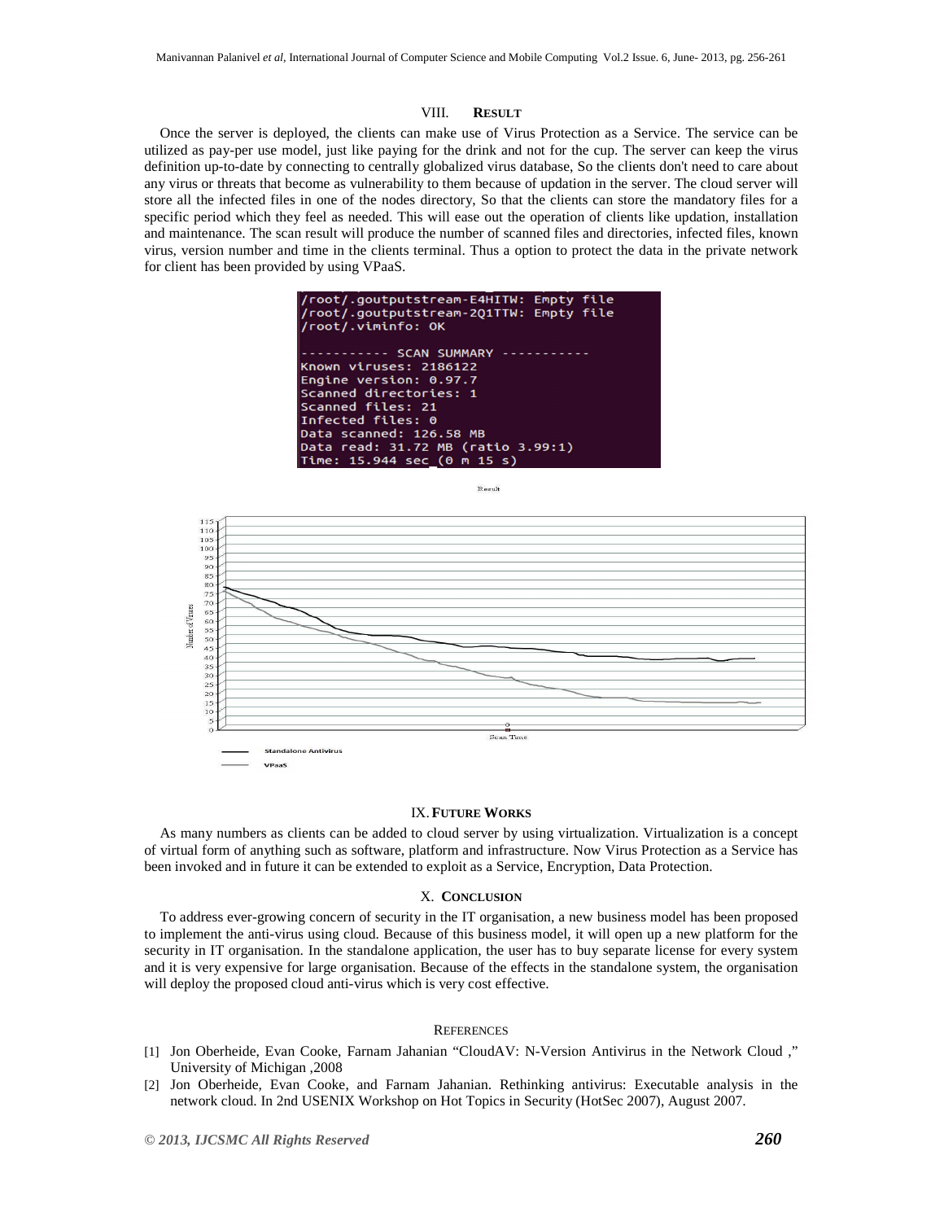## VIII. RESULT

Once the server is deployed, the clients can make use of Virus Protection as a Service. The service can be utilized as pay-per use model, just like paying for the drink and not for the cup. The server can keep the virus definition up-to-date by connecting to centrally globalized virus database, So the clients don't need to care about any virus or threats that become as vulnerability to them because of updation in the server. The cloud server will store all the infected files in one of the nodes directory, So that the clients can store the mandatory files for a specific period which they feel as needed. This will ease out the operation of clients like updation, installation and maintenance. The scan result will produce the number of scanned files and directories, infected files, known virus, version number and time in the clients terminal. Thus a option to protect the data in the private network for client has been provided by using VPaaS.

```
/root/.goutputstream-E4HITW: Empty file
/root/.goutputstream-2Q1TTW: Empty file
/root/.viminfo: OK

----------- SCAN SUMMARY -----------
Known viruses: 2186122
Engine version: 0.97.7
Scanned directories: 1
Scanned files: 21
Infected files: 0
Data scanned: 126.58 MB
Data read: 31.72 MB (ratio 3.99:1)
Time: 15.944 sec (0 m 15 s)
```

Result

Number of Viruses vs. Scan Time

Standalone Antivirus

VPaaS

## IX. FUTURE WORKS

As many numbers as clients can be added to cloud server by using virtualization. Virtualization is a concept of virtual form of anything such as software, platform and infrastructure. Now Virus Protection as a Service has been invoked and in future it can be extended to exploit as a Service, Encryption, Data Protection.

## X. CONCLUSION

To address ever-growing concern of security in the IT organisation, a new business model has been proposed to implement the anti-virus using cloud. Because of this business model, it will open up a new platform for the security in IT organisation. In the standalone application, the user has to buy separate license for every system and it is very expensive for large organisation. Because of the effects in the standalone system, the organisation will deploy the proposed cloud anti-virus which is very cost effective.

## REFERENCES

[1] Jon Oberheide, Evan Cooke, Farnam Jahanian "CloudAV: N-Version Antivirus in the Network Cloud ," University of Michigan ,2008

[2] Jon Oberheide, Evan Cooke, and Farnam Jahanian. Rethinking antivirus: Executable analysis in the network cloud. In 2nd USENIX Workshop on Hot Topics in Security (HotSec 2007), August 2007.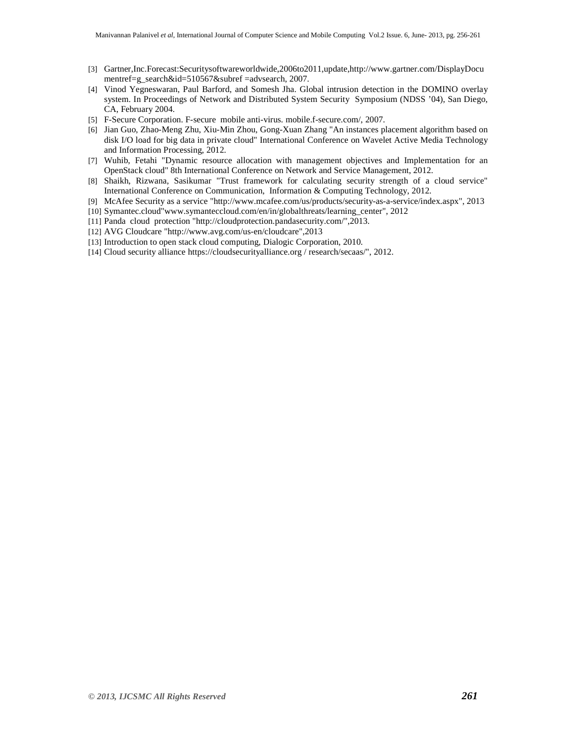[3] Gartner,Inc.Forecast:Securitysoftwareworldwide,2006to2011,update,http://www.gartner.com/DisplayDocumentref=g_search&id=510567&subref =advsearch, 2007.

[4] Vinod Yegneswaran, Paul Barford, and Somesh Jha. Global intrusion detection in the DOMINO overlay system. In Proceedings of Network and Distributed System Security Symposium (NDSS '04), San Diego, CA, February 2004.

[5] F-Secure Corporation. F-secure mobile anti-virus. mobile.f-secure.com/, 2007.

[6] Jian Guo, Zhao-Meng Zhu, Xiu-Min Zhou, Gong-Xuan Zhang "An instances placement algorithm based on disk I/O load for big data in private cloud" International Conference on Wavelet Active Media Technology and Information Processing, 2012.

[7] Wuhib, Fetahi "Dynamic resource allocation with management objectives and Implementation for an OpenStack cloud" 8th International Conference on Network and Service Management, 2012.

[8] Shaikh, Rizwana, Sasikumar "Trust framework for calculating security strength of a cloud service" International Conference on Communication, Information & Computing Technology, 2012.

[9] McAfee Security as a service "http://www.mcafee.com/us/products/security-as-a-service/index.aspx", 2013

[10] Symantec.cloud"www.symanteccloud.com/en/in/globalthreats/learning_center", 2012

[11] Panda cloud protection "http://cloudprotection.pandasecurity.com/",2013.

[12] AVG Cloudcare "http://www.avg.com/us-en/cloudcare",2013

[13] Introduction to open stack cloud computing, Dialogic Corporation, 2010.

[14] Cloud security alliance https://cloudsecurityalliance.org / research/secaas/", 2012.